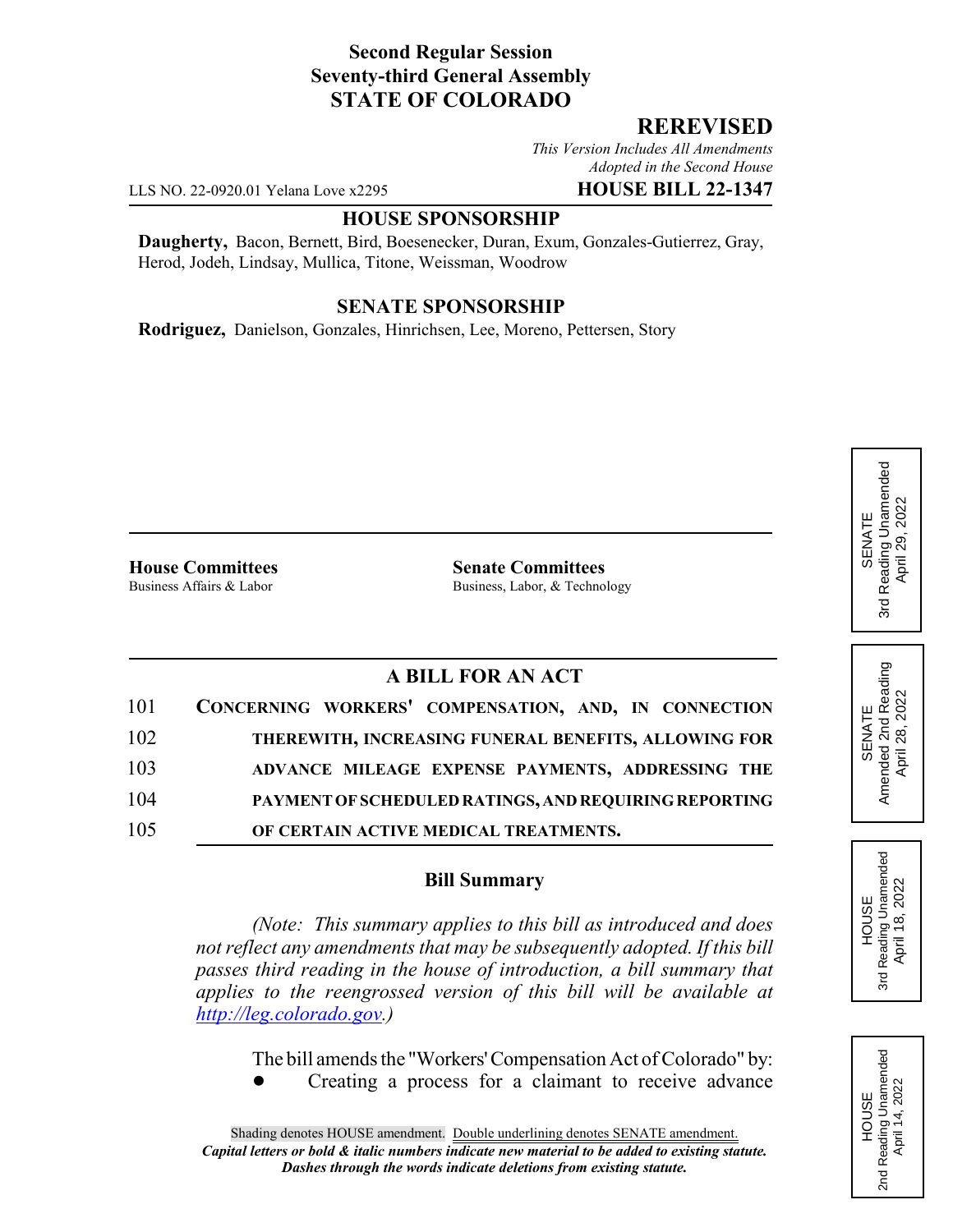**Second Regular Session**
**Seventy-third General Assembly**
**STATE OF COLORADO**

**REREVISED**

*This Version Includes All Amendments Adopted in the Second House*

LLS NO. 22-0920.01 Yelana Love x2295 **HOUSE BILL 22-1347**

**HOUSE SPONSORSHIP**

**Daugherty,** Bacon, Bernett, Bird, Boesenecker, Duran, Exum, Gonzales-Gutierrez, Gray, Herod, Jodeh, Lindsay, Mullica, Titone, Weissman, Woodrow

**SENATE SPONSORSHIP**

**Rodriguez,** Danielson, Gonzales, Hinrichsen, Lee, Moreno, Pettersen, Story

SENATE 3rd Reading Unamended April 29, 2022

SENATE Amended 2nd Reading April 28, 2022

HOUSE 3rd Reading Unamended April 18, 2022

HOUSE 2nd Reading Unamended April 14, 2022

**House Committees**
Business Affairs & Labor

**Senate Committees**
Business, Labor, & Technology

## A BILL FOR AN ACT

101 CONCERNING WORKERS' COMPENSATION, AND, IN CONNECTION
102 THEREWITH, INCREASING FUNERAL BENEFITS, ALLOWING FOR
103 ADVANCE MILEAGE EXPENSE PAYMENTS, ADDRESSING THE
104 PAYMENT OF SCHEDULED RATINGS, AND REQUIRING REPORTING
105 OF CERTAIN ACTIVE MEDICAL TREATMENTS.

### Bill Summary

*(Note: This summary applies to this bill as introduced and does not reflect any amendments that may be subsequently adopted. If this bill passes third reading in the house of introduction, a bill summary that applies to the reengrossed version of this bill will be available at http://leg.colorado.gov.)*

The bill amends the "Workers' Compensation Act of Colorado" by:

- Creating a process for a claimant to receive advance

Shading denotes HOUSE amendment. Double underlining denotes SENATE amendment.
*Capital letters or bold & italic numbers indicate new material to be added to existing statute.*
*Dashes through the words indicate deletions from existing statute.*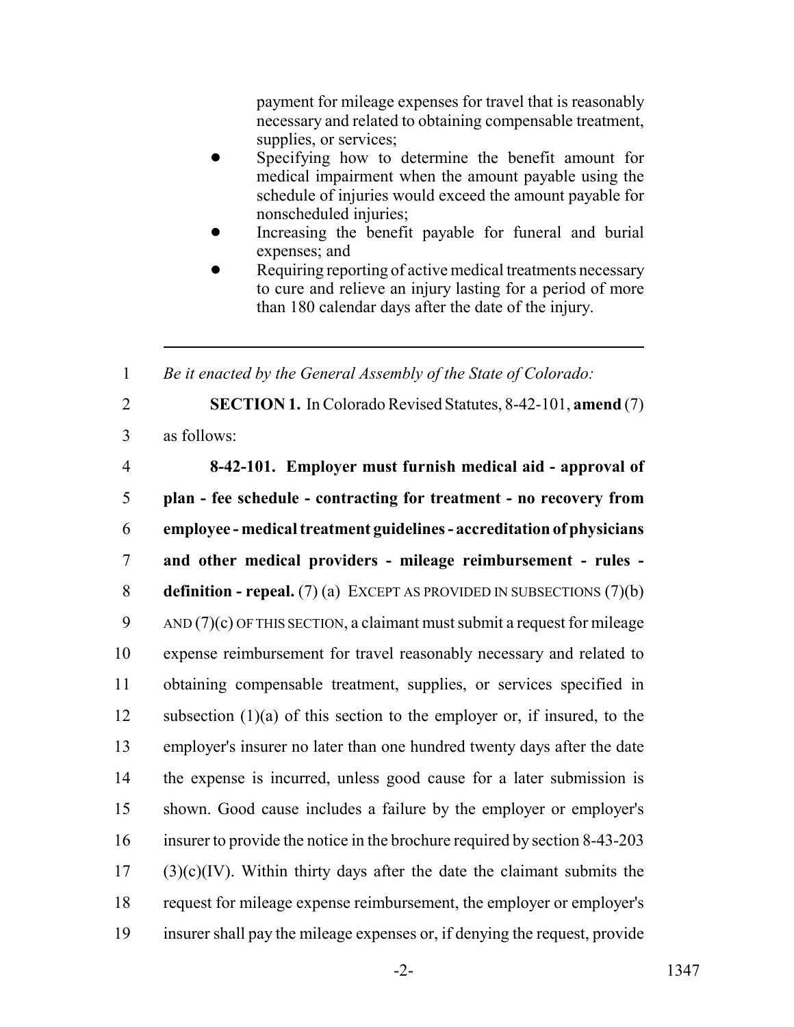payment for mileage expenses for travel that is reasonably necessary and related to obtaining compensable treatment, supplies, or services;

- Specifying how to determine the benefit amount for medical impairment when the amount payable using the schedule of injuries would exceed the amount payable for nonscheduled injuries;
- Increasing the benefit payable for funeral and burial expenses; and
- Requiring reporting of active medical treatments necessary to cure and relieve an injury lasting for a period of more than 180 calendar days after the date of the injury.

---

1 *Be it enacted by the General Assembly of the State of Colorado:*

2 **SECTION 1.** In Colorado Revised Statutes, 8-42-101, **amend** (7)
3 as follows:

4 **8-42-101. Employer must furnish medical aid - approval of**
5 **plan - fee schedule - contracting for treatment - no recovery from**
6 **employee - medical treatment guidelines - accreditation of physicians**
7 **and other medical providers - mileage reimbursement - rules -**
8 **definition - repeal.** (7) (a) EXCEPT AS PROVIDED IN SUBSECTIONS (7)(b)
9 AND (7)(c) OF THIS SECTION, a claimant must submit a request for mileage
10 expense reimbursement for travel reasonably necessary and related to
11 obtaining compensable treatment, supplies, or services specified in
12 subsection (1)(a) of this section to the employer or, if insured, to the
13 employer's insurer no later than one hundred twenty days after the date
14 the expense is incurred, unless good cause for a later submission is
15 shown. Good cause includes a failure by the employer or employer's
16 insurer to provide the notice in the brochure required by section 8-43-203
17 (3)(c)(IV). Within thirty days after the date the claimant submits the
18 request for mileage expense reimbursement, the employer or employer's
19 insurer shall pay the mileage expenses or, if denying the request, provide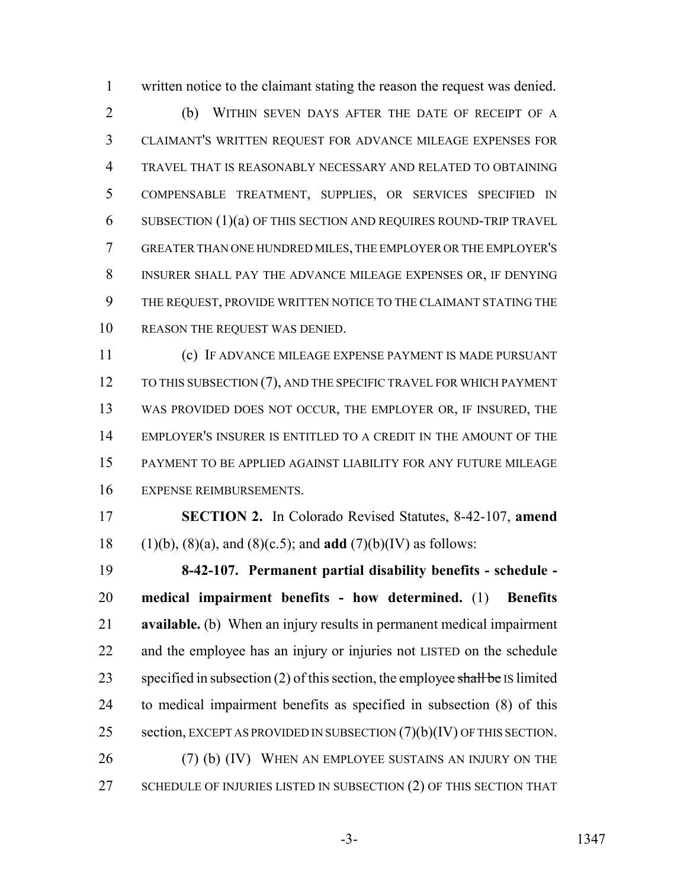written notice to the claimant stating the reason the request was denied.

(b) WITHIN SEVEN DAYS AFTER THE DATE OF RECEIPT OF A CLAIMANT'S WRITTEN REQUEST FOR ADVANCE MILEAGE EXPENSES FOR TRAVEL THAT IS REASONABLY NECESSARY AND RELATED TO OBTAINING COMPENSABLE TREATMENT, SUPPLIES, OR SERVICES SPECIFIED IN SUBSECTION (1)(a) OF THIS SECTION AND REQUIRES ROUND-TRIP TRAVEL GREATER THAN ONE HUNDRED MILES, THE EMPLOYER OR THE EMPLOYER'S INSURER SHALL PAY THE ADVANCE MILEAGE EXPENSES OR, IF DENYING THE REQUEST, PROVIDE WRITTEN NOTICE TO THE CLAIMANT STATING THE REASON THE REQUEST WAS DENIED.

(c) IF ADVANCE MILEAGE EXPENSE PAYMENT IS MADE PURSUANT TO THIS SUBSECTION (7), AND THE SPECIFIC TRAVEL FOR WHICH PAYMENT WAS PROVIDED DOES NOT OCCUR, THE EMPLOYER OR, IF INSURED, THE EMPLOYER'S INSURER IS ENTITLED TO A CREDIT IN THE AMOUNT OF THE PAYMENT TO BE APPLIED AGAINST LIABILITY FOR ANY FUTURE MILEAGE EXPENSE REIMBURSEMENTS.

**SECTION 2.** In Colorado Revised Statutes, 8-42-107, **amend** (1)(b), (8)(a), and (8)(c.5); and **add** (7)(b)(IV) as follows:

**8-42-107. Permanent partial disability benefits - schedule - medical impairment benefits - how determined.** (1) **Benefits available.** (b) When an injury results in permanent medical impairment and the employee has an injury or injuries not LISTED on the schedule specified in subsection (2) of this section, the employee ~~shall be~~ IS limited to medical impairment benefits as specified in subsection (8) of this section, EXCEPT AS PROVIDED IN SUBSECTION (7)(b)(IV) OF THIS SECTION.

(7) (b) (IV) WHEN AN EMPLOYEE SUSTAINS AN INJURY ON THE SCHEDULE OF INJURIES LISTED IN SUBSECTION (2) OF THIS SECTION THAT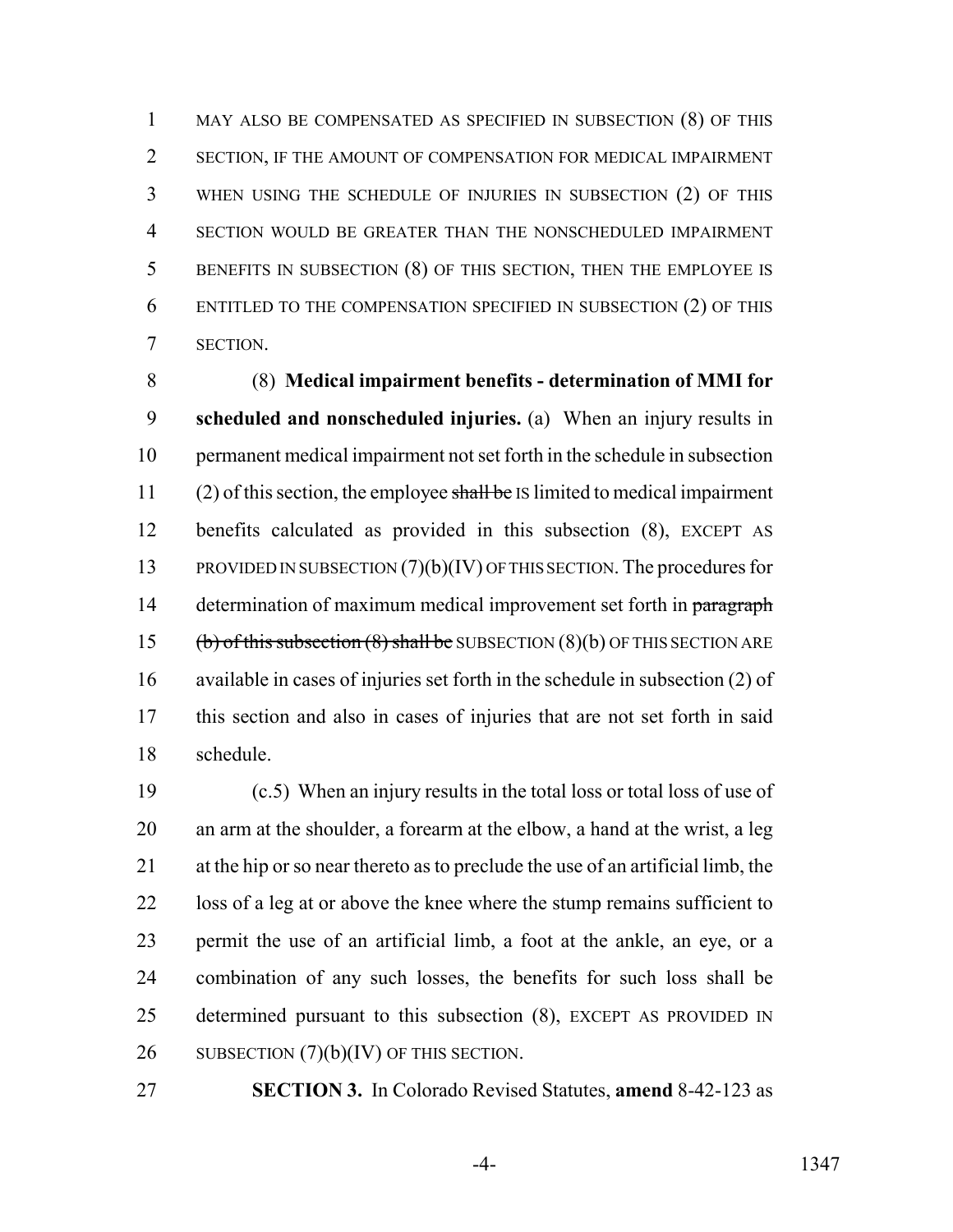MAY ALSO BE COMPENSATED AS SPECIFIED IN SUBSECTION (8) OF THIS SECTION, IF THE AMOUNT OF COMPENSATION FOR MEDICAL IMPAIRMENT WHEN USING THE SCHEDULE OF INJURIES IN SUBSECTION (2) OF THIS SECTION WOULD BE GREATER THAN THE NONSCHEDULED IMPAIRMENT BENEFITS IN SUBSECTION (8) OF THIS SECTION, THEN THE EMPLOYEE IS ENTITLED TO THE COMPENSATION SPECIFIED IN SUBSECTION (2) OF THIS SECTION.

(8) **Medical impairment benefits - determination of MMI for scheduled and nonscheduled injuries.** (a) When an injury results in permanent medical impairment not set forth in the schedule in subsection (2) of this section, the employee ~~shall be~~ IS limited to medical impairment benefits calculated as provided in this subsection (8), EXCEPT AS PROVIDED IN SUBSECTION (7)(b)(IV) OF THIS SECTION. The procedures for determination of maximum medical improvement set forth in ~~paragraph (b) of this subsection (8) shall be~~ SUBSECTION (8)(b) OF THIS SECTION ARE available in cases of injuries set forth in the schedule in subsection (2) of this section and also in cases of injuries that are not set forth in said schedule.

(c.5) When an injury results in the total loss or total loss of use of an arm at the shoulder, a forearm at the elbow, a hand at the wrist, a leg at the hip or so near thereto as to preclude the use of an artificial limb, the loss of a leg at or above the knee where the stump remains sufficient to permit the use of an artificial limb, a foot at the ankle, an eye, or a combination of any such losses, the benefits for such loss shall be determined pursuant to this subsection (8), EXCEPT AS PROVIDED IN SUBSECTION (7)(b)(IV) OF THIS SECTION.

**SECTION 3.** In Colorado Revised Statutes, **amend** 8-42-123 as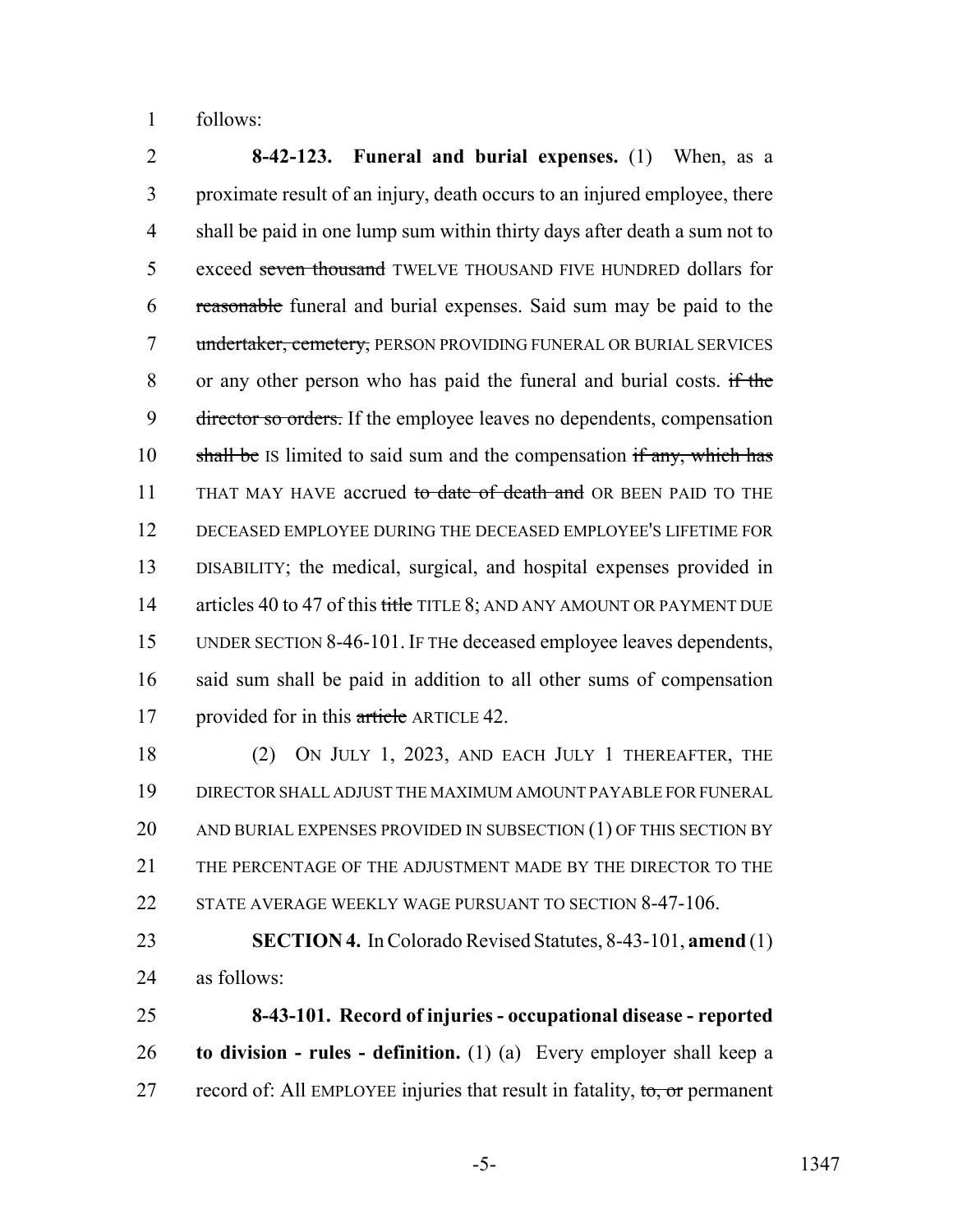follows:

**8-42-123. Funeral and burial expenses.** (1) When, as a proximate result of an injury, death occurs to an injured employee, there shall be paid in one lump sum within thirty days after death a sum not to exceed ~~seven thousand~~ TWELVE THOUSAND FIVE HUNDRED dollars for ~~reasonable~~ funeral and burial expenses. Said sum may be paid to the ~~undertaker, cemetery,~~ PERSON PROVIDING FUNERAL OR BURIAL SERVICES or any other person who has paid the funeral and burial costs. ~~if the director so orders.~~ If the employee leaves no dependents, compensation ~~shall be~~ IS limited to said sum and the compensation ~~if any, which has~~ THAT MAY HAVE accrued ~~to date of death and~~ OR BEEN PAID TO THE DECEASED EMPLOYEE DURING THE DECEASED EMPLOYEE'S LIFETIME FOR DISABILITY; the medical, surgical, and hospital expenses provided in articles 40 to 47 of this ~~title~~ TITLE 8; AND ANY AMOUNT OR PAYMENT DUE UNDER SECTION 8-46-101. IF THE deceased employee leaves dependents, said sum shall be paid in addition to all other sums of compensation provided for in this ~~article~~ ARTICLE 42.

(2) ON JULY 1, 2023, AND EACH JULY 1 THEREAFTER, THE DIRECTOR SHALL ADJUST THE MAXIMUM AMOUNT PAYABLE FOR FUNERAL AND BURIAL EXPENSES PROVIDED IN SUBSECTION (1) OF THIS SECTION BY THE PERCENTAGE OF THE ADJUSTMENT MADE BY THE DIRECTOR TO THE STATE AVERAGE WEEKLY WAGE PURSUANT TO SECTION 8-47-106.

**SECTION 4.** In Colorado Revised Statutes, 8-43-101, **amend** (1) as follows:

**8-43-101. Record of injuries - occupational disease - reported to division - rules - definition.** (1) (a) Every employer shall keep a record of: All EMPLOYEE injuries that result in fatality, ~~to, or~~ permanent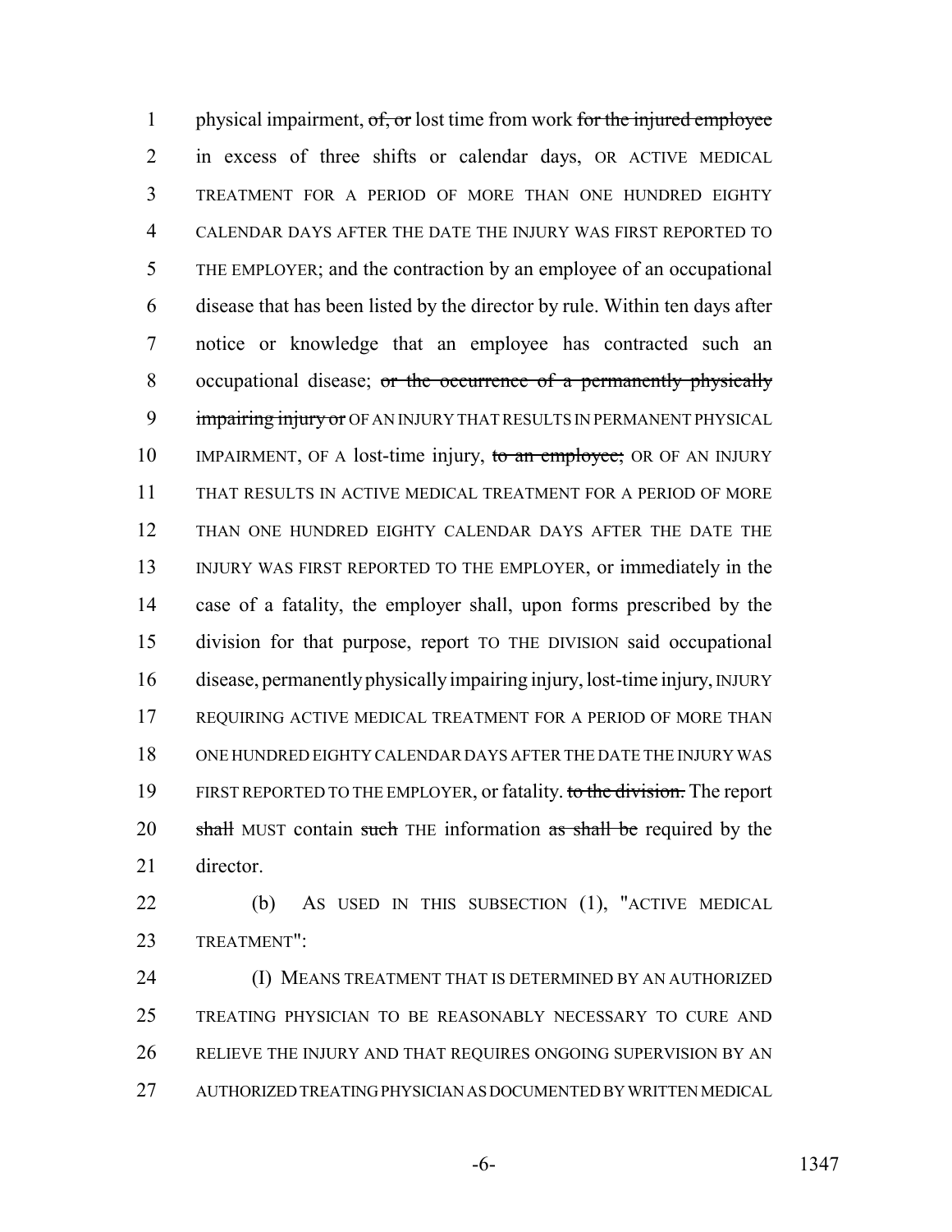physical impairment, ~~of, or~~ lost time from work ~~for the injured employee~~ in excess of three shifts or calendar days, OR ACTIVE MEDICAL TREATMENT FOR A PERIOD OF MORE THAN ONE HUNDRED EIGHTY CALENDAR DAYS AFTER THE DATE THE INJURY WAS FIRST REPORTED TO THE EMPLOYER; and the contraction by an employee of an occupational disease that has been listed by the director by rule. Within ten days after notice or knowledge that an employee has contracted such an occupational disease; ~~or the occurrence of a permanently physically impairing injury or~~ OF AN INJURY THAT RESULTS IN PERMANENT PHYSICAL IMPAIRMENT, OF A lost-time injury, ~~to an employee;~~ OR OF AN INJURY THAT RESULTS IN ACTIVE MEDICAL TREATMENT FOR A PERIOD OF MORE THAN ONE HUNDRED EIGHTY CALENDAR DAYS AFTER THE DATE THE INJURY WAS FIRST REPORTED TO THE EMPLOYER, or immediately in the case of a fatality, the employer shall, upon forms prescribed by the division for that purpose, report TO THE DIVISION said occupational disease, permanently physically impairing injury, lost-time injury, INJURY REQUIRING ACTIVE MEDICAL TREATMENT FOR A PERIOD OF MORE THAN ONE HUNDRED EIGHTY CALENDAR DAYS AFTER THE DATE THE INJURY WAS FIRST REPORTED TO THE EMPLOYER, or fatality. ~~to the division.~~ The report ~~shall~~ MUST contain ~~such~~ THE information ~~as shall be~~ required by the director.

(b) AS USED IN THIS SUBSECTION (1), "ACTIVE MEDICAL TREATMENT":

(I) MEANS TREATMENT THAT IS DETERMINED BY AN AUTHORIZED TREATING PHYSICIAN TO BE REASONABLY NECESSARY TO CURE AND RELIEVE THE INJURY AND THAT REQUIRES ONGOING SUPERVISION BY AN AUTHORIZED TREATING PHYSICIAN AS DOCUMENTED BY WRITTEN MEDICAL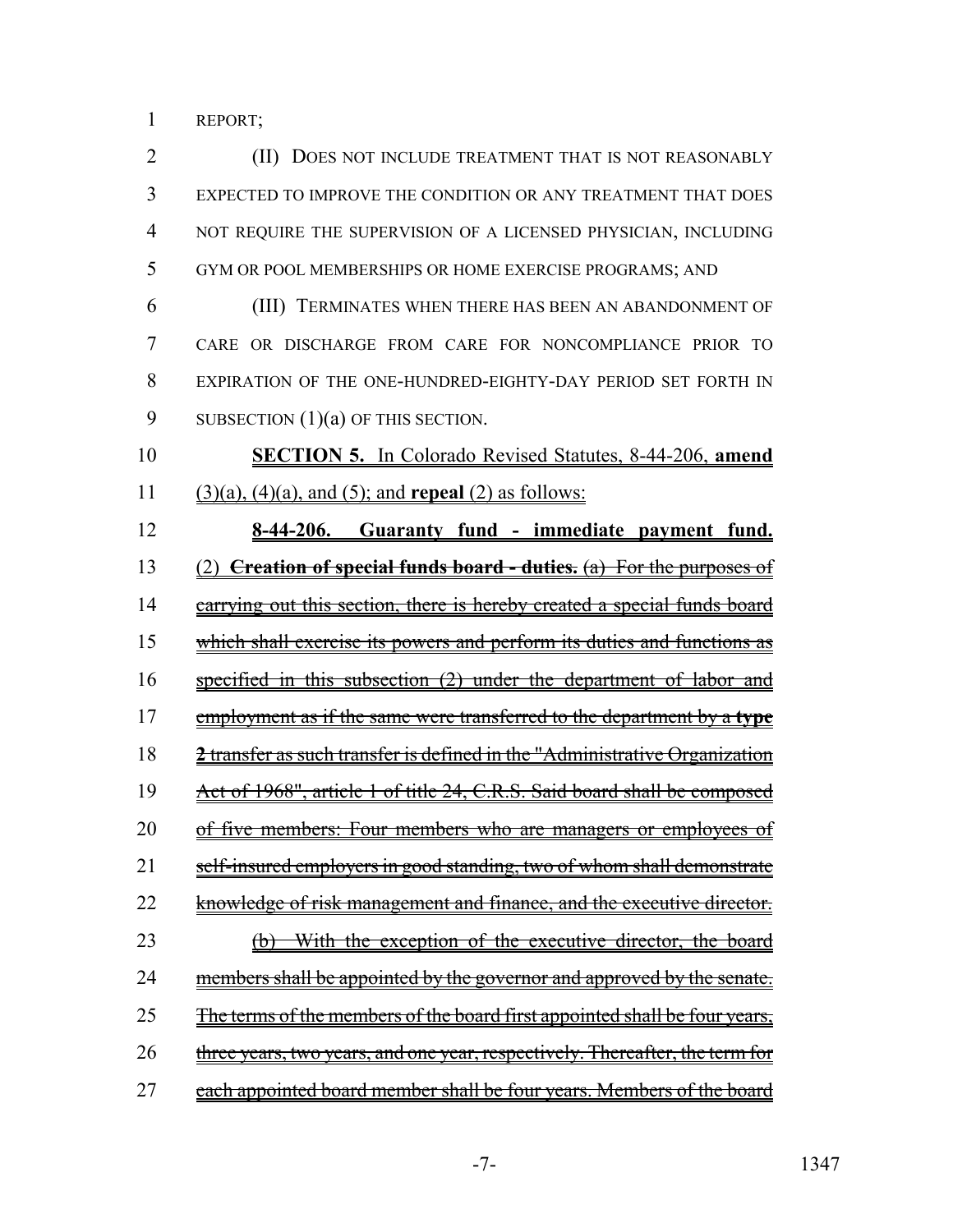REPORT;

(II) DOES NOT INCLUDE TREATMENT THAT IS NOT REASONABLY EXPECTED TO IMPROVE THE CONDITION OR ANY TREATMENT THAT DOES NOT REQUIRE THE SUPERVISION OF A LICENSED PHYSICIAN, INCLUDING GYM OR POOL MEMBERSHIPS OR HOME EXERCISE PROGRAMS; AND

(III) TERMINATES WHEN THERE HAS BEEN AN ABANDONMENT OF CARE OR DISCHARGE FROM CARE FOR NONCOMPLIANCE PRIOR TO EXPIRATION OF THE ONE-HUNDRED-EIGHTY-DAY PERIOD SET FORTH IN SUBSECTION (1)(a) OF THIS SECTION.

**SECTION 5.** In Colorado Revised Statutes, 8-44-206, **amend** (3)(a), (4)(a), and (5); and **repeal** (2) as follows:

**8-44-206. Guaranty fund - immediate payment fund.** (2) ~~**Creation of special funds board - duties.** (a) For the purposes of carrying out this section, there is hereby created a special funds board which shall exercise its powers and perform its duties and functions as specified in this subsection (2) under the department of labor and employment as if the same were transferred to the department by a **type 2** transfer as such transfer is defined in the "Administrative Organization Act of 1968", article 1 of title 24, C.R.S. Said board shall be composed of five members: Four members who are managers or employees of self-insured employers in good standing, two of whom shall demonstrate knowledge of risk management and finance, and the executive director.~~

~~(b) With the exception of the executive director, the board members shall be appointed by the governor and approved by the senate. The terms of the members of the board first appointed shall be four years, three years, two years, and one year, respectively. Thereafter, the term for each appointed board member shall be four years. Members of the board~~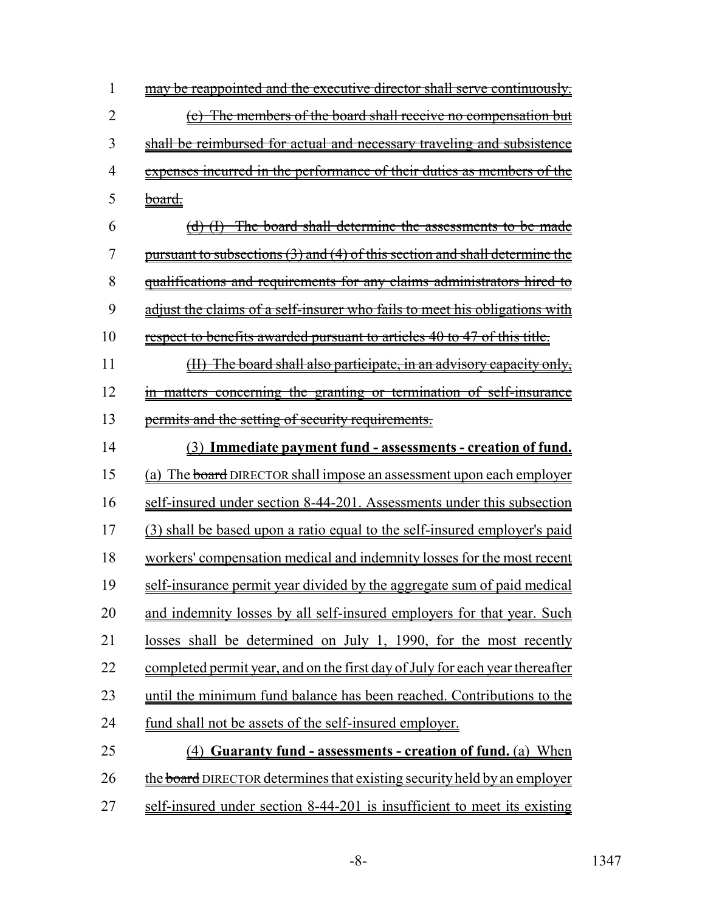1 ~~may be reappointed and the executive director shall serve continuously.~~

2 ~~(c) The members of the board shall receive no compensation but~~
3 ~~shall be reimbursed for actual and necessary traveling and subsistence~~
4 ~~expenses incurred in the performance of their duties as members of the~~
5 ~~board.~~

6 ~~(d) (I) The board shall determine the assessments to be made~~
7 ~~pursuant to subsections (3) and (4) of this section and shall determine the~~
8 ~~qualifications and requirements for any claims administrators hired to~~
9 ~~adjust the claims of a self-insurer who fails to meet his obligations with~~
10 ~~respect to benefits awarded pursuant to articles 40 to 47 of this title.~~

11 ~~(II) The board shall also participate, in an advisory capacity only,~~
12 ~~in matters concerning the granting or termination of self-insurance~~
13 ~~permits and the setting of security requirements.~~

14 (3) **Immediate payment fund - assessments - creation of fund.**
15 (a) The ~~board~~ DIRECTOR shall impose an assessment upon each employer
16 self-insured under section 8-44-201. Assessments under this subsection
17 (3) shall be based upon a ratio equal to the self-insured employer's paid
18 workers' compensation medical and indemnity losses for the most recent
19 self-insurance permit year divided by the aggregate sum of paid medical
20 and indemnity losses by all self-insured employers for that year. Such
21 losses shall be determined on July 1, 1990, for the most recently
22 completed permit year, and on the first day of July for each year thereafter
23 until the minimum fund balance has been reached. Contributions to the
24 fund shall not be assets of the self-insured employer.

25 (4) **Guaranty fund - assessments - creation of fund.** (a) When
26 the ~~board~~ DIRECTOR determines that existing security held by an employer
27 self-insured under section 8-44-201 is insufficient to meet its existing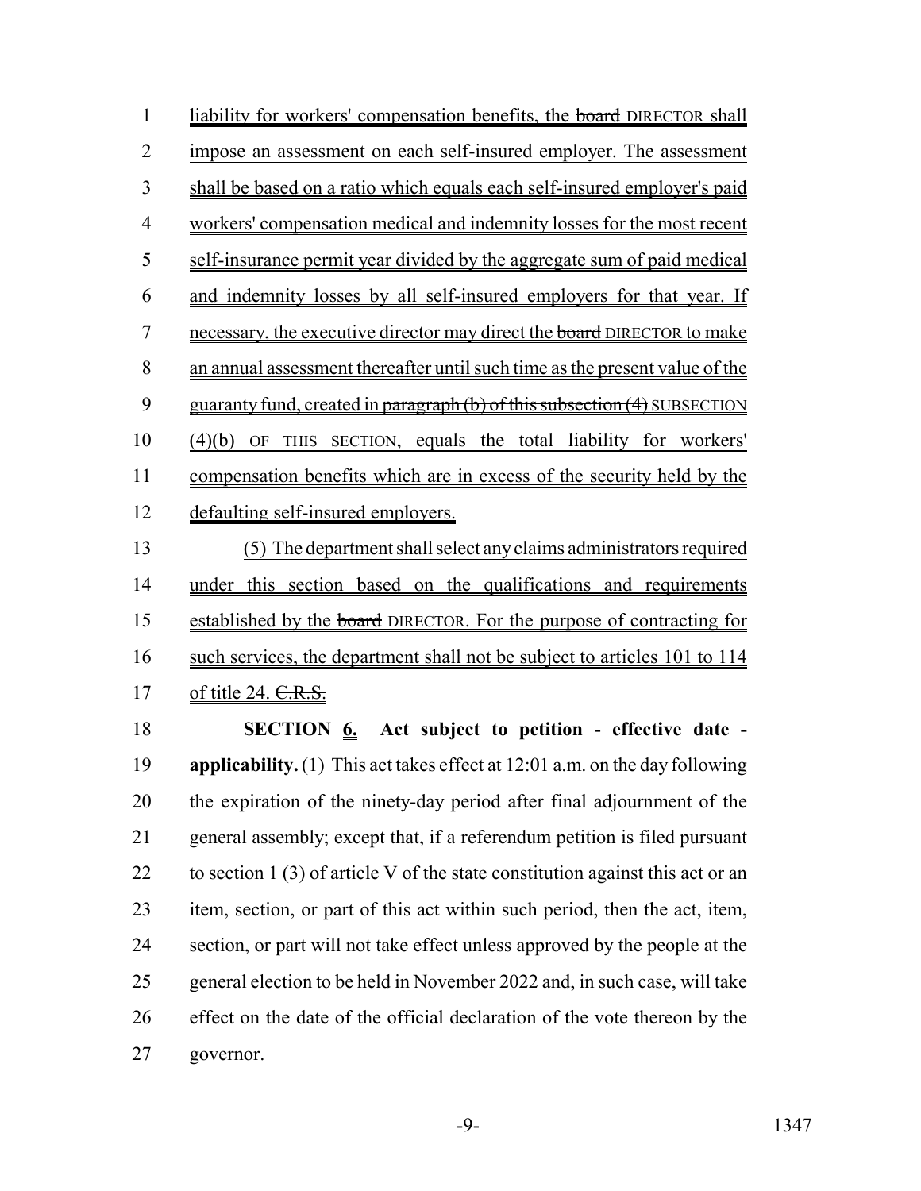liability for workers' compensation benefits, the ~~board~~ DIRECTOR shall impose an assessment on each self-insured employer. The assessment shall be based on a ratio which equals each self-insured employer's paid workers' compensation medical and indemnity losses for the most recent self-insurance permit year divided by the aggregate sum of paid medical and indemnity losses by all self-insured employers for that year. If necessary, the executive director may direct the ~~board~~ DIRECTOR to make an annual assessment thereafter until such time as the present value of the guaranty fund, created in ~~paragraph (b) of this subsection (4)~~ SUBSECTION (4)(b) OF THIS SECTION, equals the total liability for workers' compensation benefits which are in excess of the security held by the defaulting self-insured employers.

(5) The department shall select any claims administrators required under this section based on the qualifications and requirements established by the ~~board~~ DIRECTOR. For the purpose of contracting for such services, the department shall not be subject to articles 101 to 114 of title 24. ~~C.R.S.~~

**SECTION 6. Act subject to petition - effective date - applicability.** (1) This act takes effect at 12:01 a.m. on the day following the expiration of the ninety-day period after final adjournment of the general assembly; except that, if a referendum petition is filed pursuant to section 1 (3) of article V of the state constitution against this act or an item, section, or part of this act within such period, then the act, item, section, or part will not take effect unless approved by the people at the general election to be held in November 2022 and, in such case, will take effect on the date of the official declaration of the vote thereon by the governor.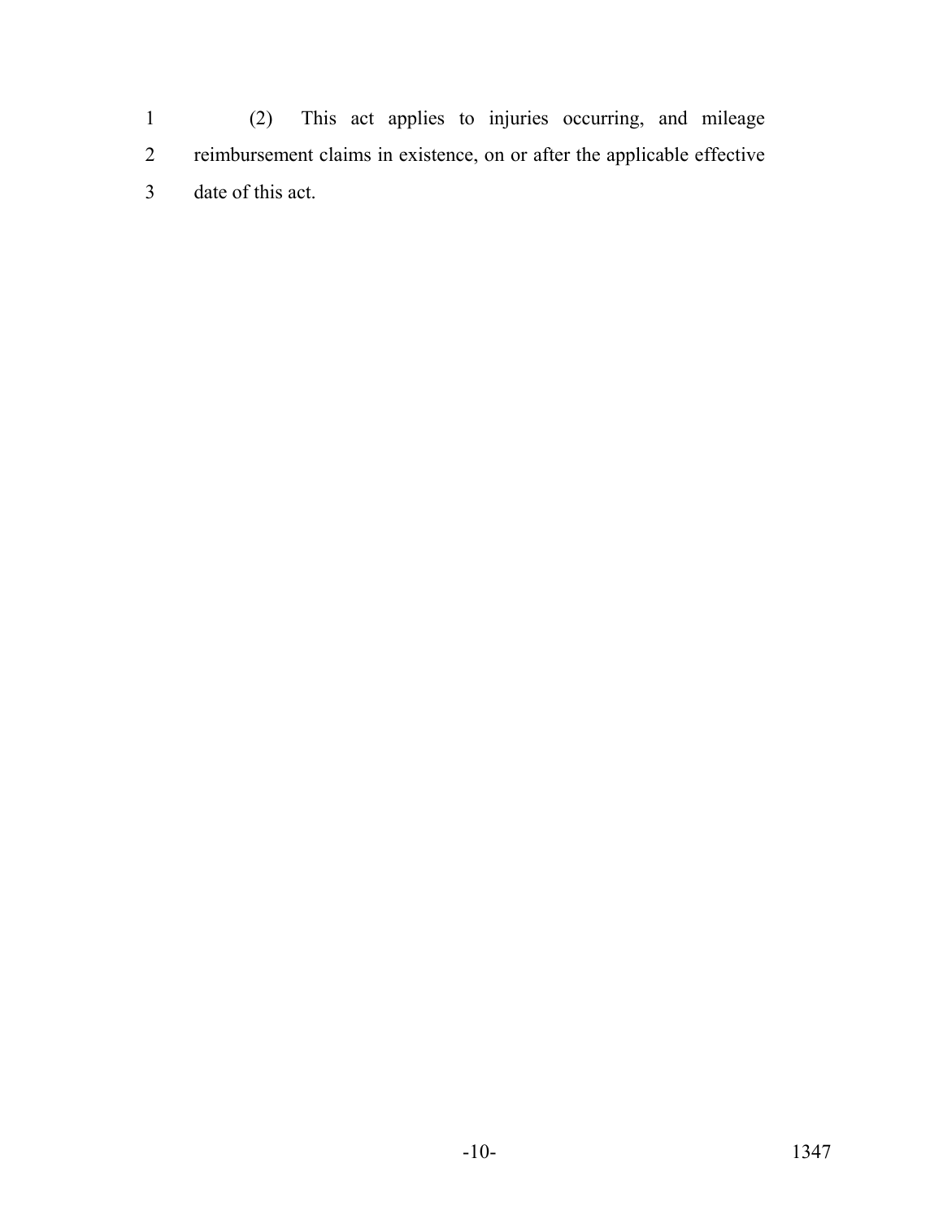(2) This act applies to injuries occurring, and mileage reimbursement claims in existence, on or after the applicable effective date of this act.